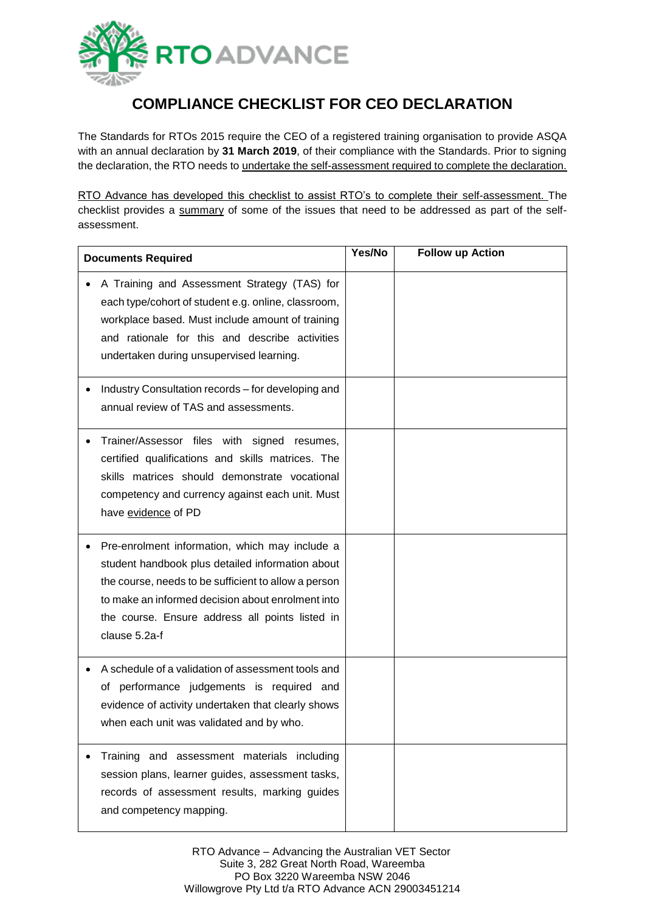# COMPLIANCE CHECKLIST FOR CEO DECLARATION

The Standards for RTOs 2015 require the CEO of a registered training organisation to provide ASQA with an annual declaration by **31 March 2019**, of their compliance with the Standards. Prior to signing the declaration, the RTO needs to undertake the self-assessment required to complete the declaration.

RTO Advance has developed this checklist to assist RTO's to complete their self-assessment. The checklist provides a summary of some of the issues that need to be addressed as part of the self-assessment.

| **Documents Required** | **Yes/No** | **Follow up Action** |
|---|---|---|
| • A Training and Assessment Strategy (TAS) for each type/cohort of student e.g. online, classroom, workplace based. Must include amount of training and rationale for this and describe activities undertaken during unsupervised learning. | | |
| • Industry Consultation records – for developing and annual review of TAS and assessments. | | |
| • Trainer/Assessor files with signed resumes, certified qualifications and skills matrices. The skills matrices should demonstrate vocational competency and currency against each unit. Must have evidence of PD | | |
| • Pre-enrolment information, which may include a student handbook plus detailed information about the course, needs to be sufficient to allow a person to make an informed decision about enrolment into the course. Ensure address all points listed in clause 5.2a-f | | |
| • A schedule of a validation of assessment tools and of performance judgements is required and evidence of activity undertaken that clearly shows when each unit was validated and by who. | | |
| • Training and assessment materials including session plans, learner guides, assessment tasks, records of assessment results, marking guides and competency mapping. | | |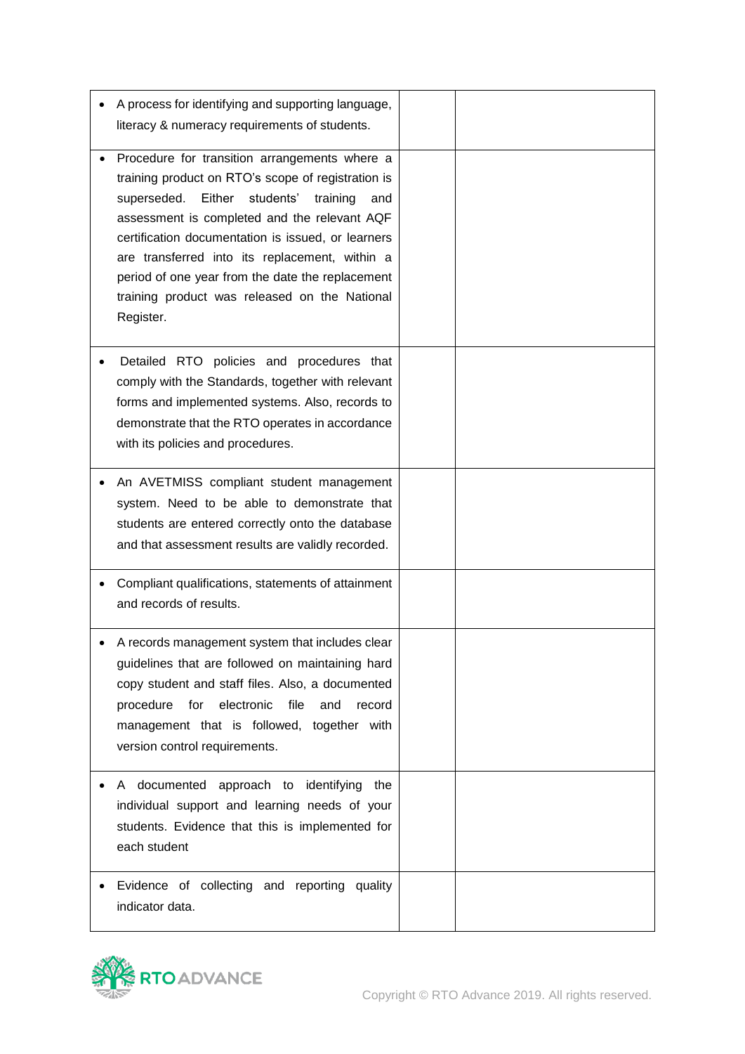| | | |
|---|---|---|
| • A process for identifying and supporting language, literacy & numeracy requirements of students. | | |
| • Procedure for transition arrangements where a training product on RTO's scope of registration is superseded. Either students' training and assessment is completed and the relevant AQF certification documentation is issued, or learners are transferred into its replacement, within a period of one year from the date the replacement training product was released on the National Register. | | |
| • Detailed RTO policies and procedures that comply with the Standards, together with relevant forms and implemented systems. Also, records to demonstrate that the RTO operates in accordance with its policies and procedures. | | |
| • An AVETMISS compliant student management system. Need to be able to demonstrate that students are entered correctly onto the database and that assessment results are validly recorded. | | |
| • Compliant qualifications, statements of attainment and records of results. | | |
| • A records management system that includes clear guidelines that are followed on maintaining hard copy student and staff files. Also, a documented procedure for electronic file and record management that is followed, together with version control requirements. | | |
| • A documented approach to identifying the individual support and learning needs of your students. Evidence that this is implemented for each student | | |
| • Evidence of collecting and reporting quality indicator data. | | |